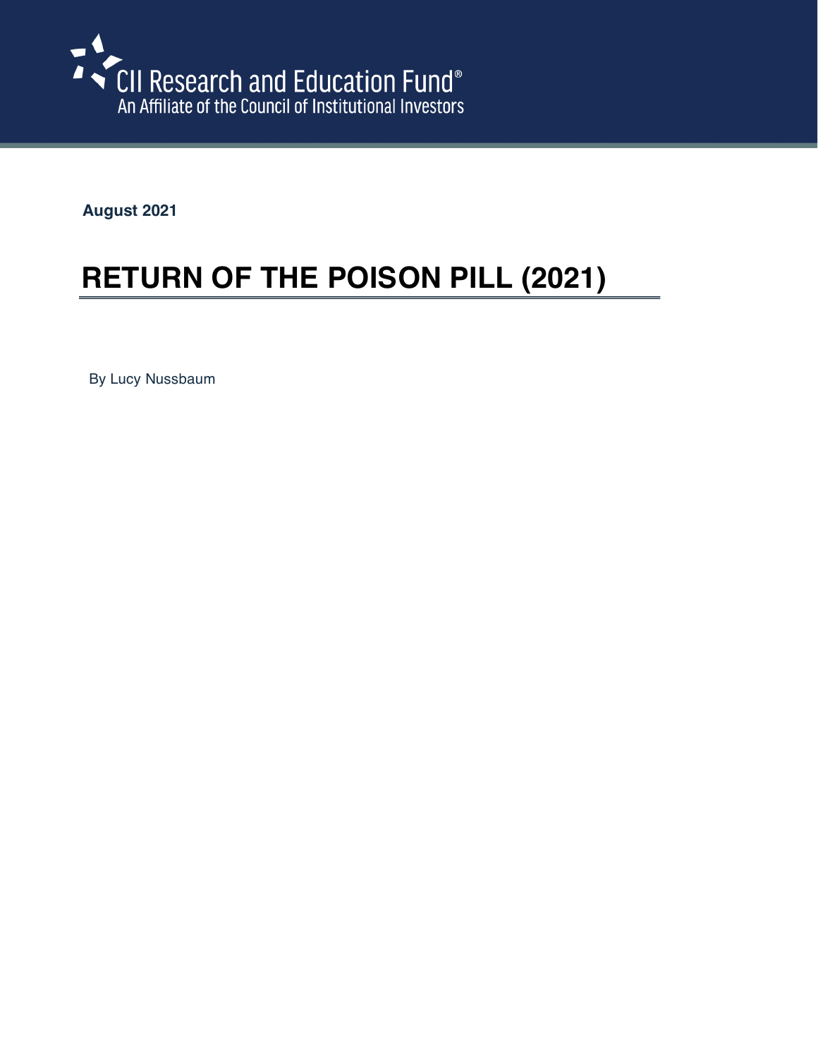CII Research and Education Fund®
An Affiliate of the Council of Institutional Investors

**August 2021**

# RETURN OF THE POISON PILL (2021)

By Lucy Nussbaum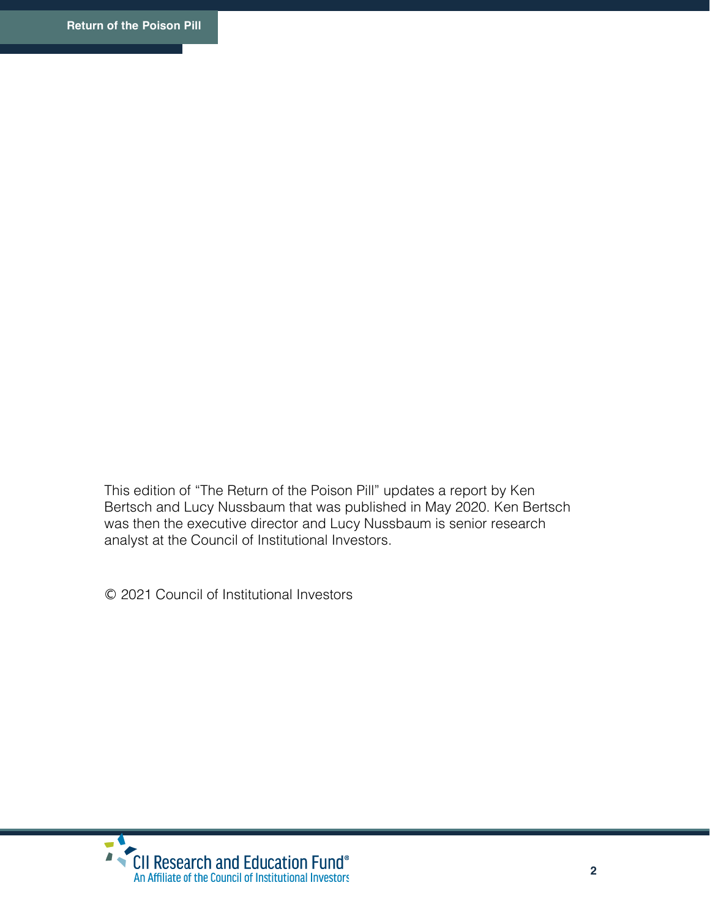This edition of "The Return of the Poison Pill" updates a report by Ken Bertsch and Lucy Nussbaum that was published in May 2020. Ken Bertsch was then the executive director and Lucy Nussbaum is senior research analyst at the Council of Institutional Investors.

© 2021 Council of Institutional Investors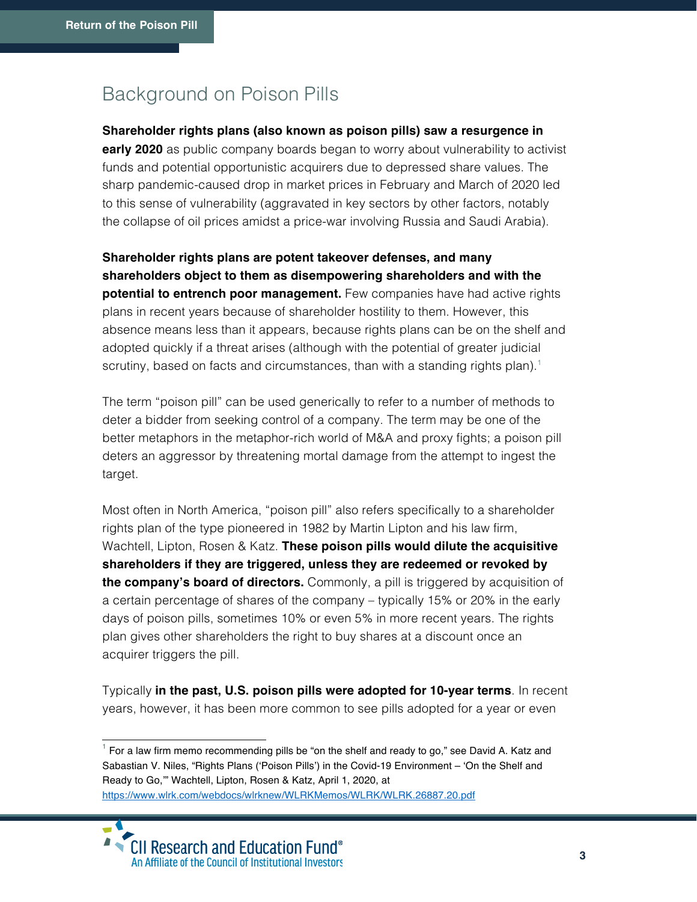## Background on Poison Pills

**Shareholder rights plans (also known as poison pills) saw a resurgence in early 2020** as public company boards began to worry about vulnerability to activist funds and potential opportunistic acquirers due to depressed share values. The sharp pandemic-caused drop in market prices in February and March of 2020 led to this sense of vulnerability (aggravated in key sectors by other factors, notably the collapse of oil prices amidst a price-war involving Russia and Saudi Arabia).

**Shareholder rights plans are potent takeover defenses, and many shareholders object to them as disempowering shareholders and with the potential to entrench poor management.** Few companies have had active rights plans in recent years because of shareholder hostility to them. However, this absence means less than it appears, because rights plans can be on the shelf and adopted quickly if a threat arises (although with the potential of greater judicial scrutiny, based on facts and circumstances, than with a standing rights plan).[1]

The term "poison pill" can be used generically to refer to a number of methods to deter a bidder from seeking control of a company. The term may be one of the better metaphors in the metaphor-rich world of M&A and proxy fights; a poison pill deters an aggressor by threatening mortal damage from the attempt to ingest the target.

Most often in North America, "poison pill" also refers specifically to a shareholder rights plan of the type pioneered in 1982 by Martin Lipton and his law firm, Wachtell, Lipton, Rosen & Katz. **These poison pills would dilute the acquisitive shareholders if they are triggered, unless they are redeemed or revoked by the company's board of directors.** Commonly, a pill is triggered by acquisition of a certain percentage of shares of the company – typically 15% or 20% in the early days of poison pills, sometimes 10% or even 5% in more recent years. The rights plan gives other shareholders the right to buy shares at a discount once an acquirer triggers the pill.

Typically **in the past, U.S. poison pills were adopted for 10-year terms**. In recent years, however, it has been more common to see pills adopted for a year or even

---

[1] For a law firm memo recommending pills be "on the shelf and ready to go," see David A. Katz and Sabastian V. Niles, "Rights Plans ('Poison Pills') in the Covid-19 Environment – 'On the Shelf and Ready to Go,'" Wachtell, Lipton, Rosen & Katz, April 1, 2020, at https://www.wlrk.com/webdocs/wlrknew/WLRKMemos/WLRK/WLRK.26887.20.pdf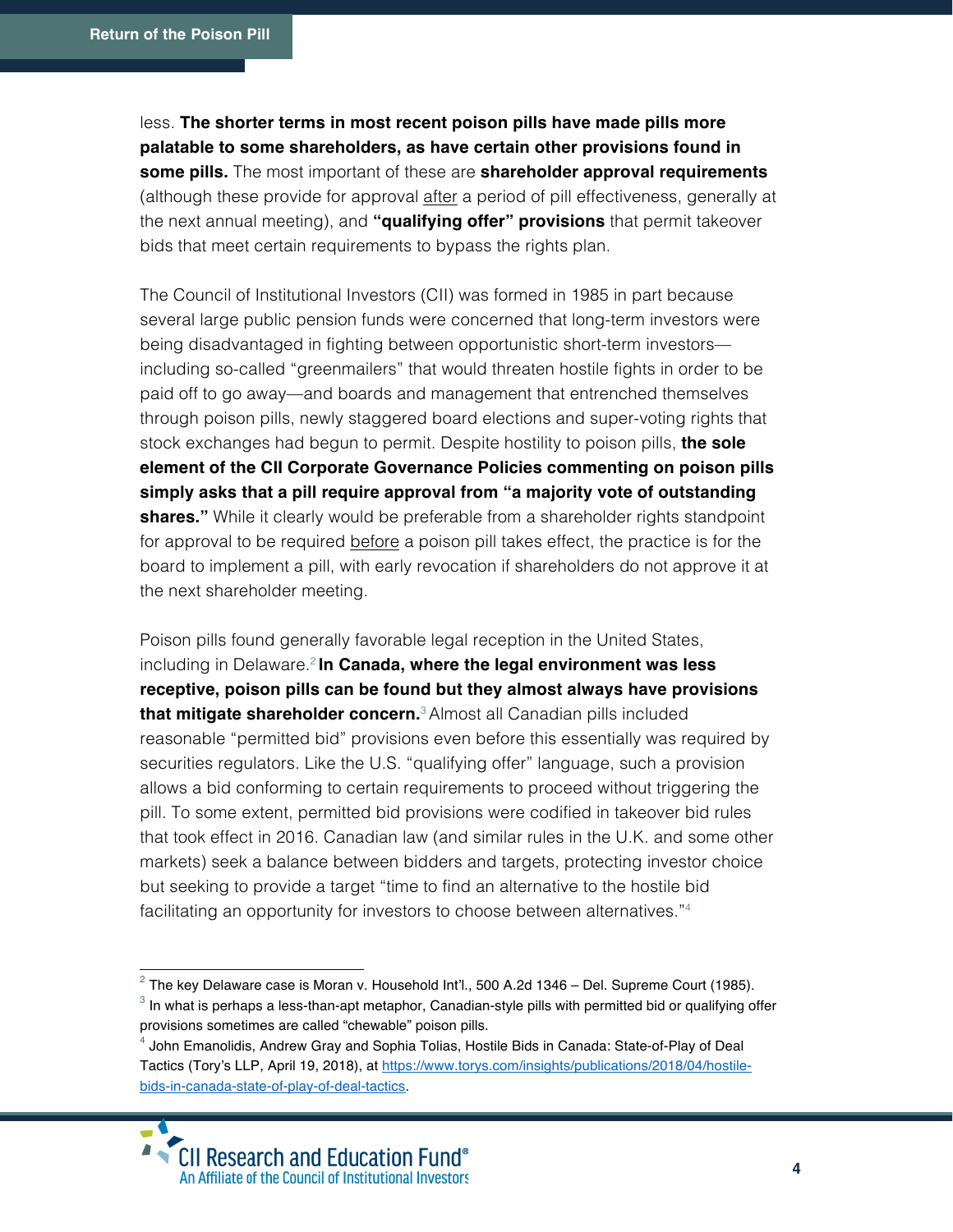less. **The shorter terms in most recent poison pills have made pills more palatable to some shareholders, as have certain other provisions found in some pills.** The most important of these are **shareholder approval requirements** (although these provide for approval after a period of pill effectiveness, generally at the next annual meeting), and **"qualifying offer" provisions** that permit takeover bids that meet certain requirements to bypass the rights plan.

The Council of Institutional Investors (CII) was formed in 1985 in part because several large public pension funds were concerned that long-term investors were being disadvantaged in fighting between opportunistic short-term investors—including so-called "greenmailers" that would threaten hostile fights in order to be paid off to go away—and boards and management that entrenched themselves through poison pills, newly staggered board elections and super-voting rights that stock exchanges had begun to permit. Despite hostility to poison pills, **the sole element of the CII Corporate Governance Policies commenting on poison pills simply asks that a pill require approval from "a majority vote of outstanding shares."** While it clearly would be preferable from a shareholder rights standpoint for approval to be required before a poison pill takes effect, the practice is for the board to implement a pill, with early revocation if shareholders do not approve it at the next shareholder meeting.

Poison pills found generally favorable legal reception in the United States, including in Delaware.[2] **In Canada, where the legal environment was less receptive, poison pills can be found but they almost always have provisions that mitigate shareholder concern.**[3] Almost all Canadian pills included reasonable "permitted bid" provisions even before this essentially was required by securities regulators. Like the U.S. "qualifying offer" language, such a provision allows a bid conforming to certain requirements to proceed without triggering the pill. To some extent, permitted bid provisions were codified in takeover bid rules that took effect in 2016. Canadian law (and similar rules in the U.K. and some other markets) seek a balance between bidders and targets, protecting investor choice but seeking to provide a target "time to find an alternative to the hostile bid facilitating an opportunity for investors to choose between alternatives."[4]

---

[2] The key Delaware case is Moran v. Household Int'l., 500 A.2d 1346 – Del. Supreme Court (1985).

[3] In what is perhaps a less-than-apt metaphor, Canadian-style pills with permitted bid or qualifying offer provisions sometimes are called "chewable" poison pills.

[4] John Emanolidis, Andrew Gray and Sophia Tolias, Hostile Bids in Canada: State-of-Play of Deal Tactics (Tory's LLP, April 19, 2018), at https://www.torys.com/insights/publications/2018/04/hostile-bids-in-canada-state-of-play-of-deal-tactics.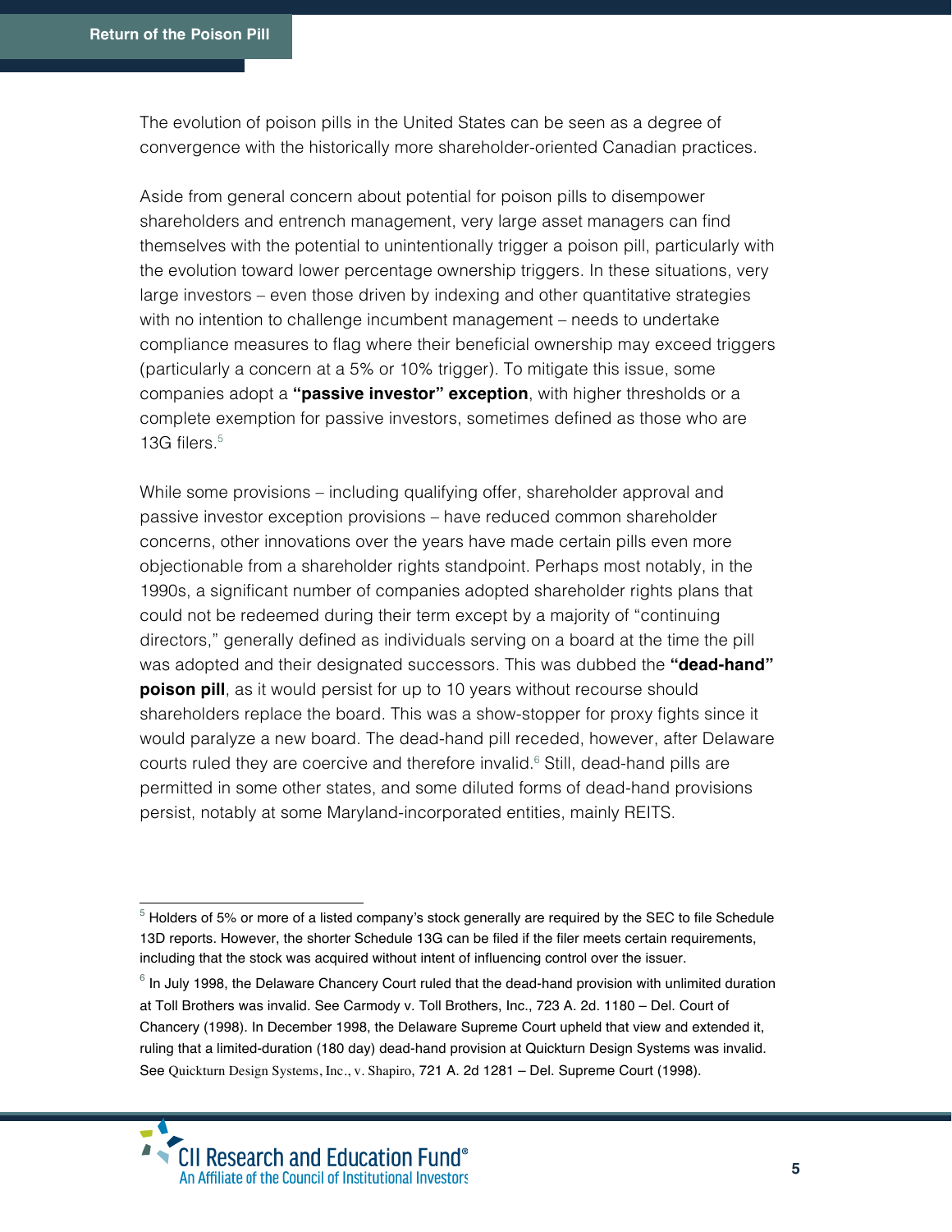The evolution of poison pills in the United States can be seen as a degree of convergence with the historically more shareholder-oriented Canadian practices.

Aside from general concern about potential for poison pills to disempower shareholders and entrench management, very large asset managers can find themselves with the potential to unintentionally trigger a poison pill, particularly with the evolution toward lower percentage ownership triggers. In these situations, very large investors – even those driven by indexing and other quantitative strategies with no intention to challenge incumbent management – needs to undertake compliance measures to flag where their beneficial ownership may exceed triggers (particularly a concern at a 5% or 10% trigger). To mitigate this issue, some companies adopt a **"passive investor" exception**, with higher thresholds or a complete exemption for passive investors, sometimes defined as those who are 13G filers.[5]

While some provisions – including qualifying offer, shareholder approval and passive investor exception provisions – have reduced common shareholder concerns, other innovations over the years have made certain pills even more objectionable from a shareholder rights standpoint. Perhaps most notably, in the 1990s, a significant number of companies adopted shareholder rights plans that could not be redeemed during their term except by a majority of "continuing directors," generally defined as individuals serving on a board at the time the pill was adopted and their designated successors. This was dubbed the **"dead-hand" poison pill**, as it would persist for up to 10 years without recourse should shareholders replace the board. This was a show-stopper for proxy fights since it would paralyze a new board. The dead-hand pill receded, however, after Delaware courts ruled they are coercive and therefore invalid.[6] Still, dead-hand pills are permitted in some other states, and some diluted forms of dead-hand provisions persist, notably at some Maryland-incorporated entities, mainly REITS.

---

[5] Holders of 5% or more of a listed company's stock generally are required by the SEC to file Schedule 13D reports. However, the shorter Schedule 13G can be filed if the filer meets certain requirements, including that the stock was acquired without intent of influencing control over the issuer.

[6] In July 1998, the Delaware Chancery Court ruled that the dead-hand provision with unlimited duration at Toll Brothers was invalid. See Carmody v. Toll Brothers, Inc., 723 A. 2d. 1180 – Del. Court of Chancery (1998). In December 1998, the Delaware Supreme Court upheld that view and extended it, ruling that a limited-duration (180 day) dead-hand provision at Quickturn Design Systems was invalid. See Quickturn Design Systems, Inc., v. Shapiro, 721 A. 2d 1281 – Del. Supreme Court (1998).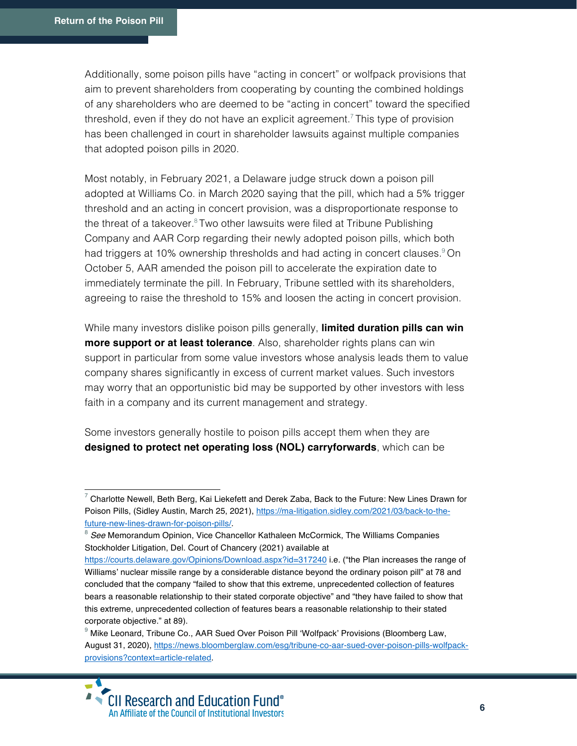Additionally, some poison pills have "acting in concert" or wolfpack provisions that aim to prevent shareholders from cooperating by counting the combined holdings of any shareholders who are deemed to be "acting in concert" toward the specified threshold, even if they do not have an explicit agreement.[7] This type of provision has been challenged in court in shareholder lawsuits against multiple companies that adopted poison pills in 2020.

Most notably, in February 2021, a Delaware judge struck down a poison pill adopted at Williams Co. in March 2020 saying that the pill, which had a 5% trigger threshold and an acting in concert provision, was a disproportionate response to the threat of a takeover.[8] Two other lawsuits were filed at Tribune Publishing Company and AAR Corp regarding their newly adopted poison pills, which both had triggers at 10% ownership thresholds and had acting in concert clauses.[9] On October 5, AAR amended the poison pill to accelerate the expiration date to immediately terminate the pill. In February, Tribune settled with its shareholders, agreeing to raise the threshold to 15% and loosen the acting in concert provision.

While many investors dislike poison pills generally, **limited duration pills can win more support or at least tolerance**. Also, shareholder rights plans can win support in particular from some value investors whose analysis leads them to value company shares significantly in excess of current market values. Such investors may worry that an opportunistic bid may be supported by other investors with less faith in a company and its current management and strategy.

Some investors generally hostile to poison pills accept them when they are **designed to protect net operating loss (NOL) carryforwards**, which can be

---

[7] Charlotte Newell, Beth Berg, Kai Liekefett and Derek Zaba, Back to the Future: New Lines Drawn for Poison Pills, (Sidley Austin, March 25, 2021), https://ma-litigation.sidley.com/2021/03/back-to-the-future-new-lines-drawn-for-poison-pills/.

[8] *See* Memorandum Opinion, Vice Chancellor Kathaleen McCormick, The Williams Companies Stockholder Litigation, Del. Court of Chancery (2021) available at https://courts.delaware.gov/Opinions/Download.aspx?id=317240 i.e. ("the Plan increases the range of Williams' nuclear missile range by a considerable distance beyond the ordinary poison pill" at 78 and concluded that the company "failed to show that this extreme, unprecedented collection of features bears a reasonable relationship to their stated corporate objective" and "they have failed to show that this extreme, unprecedented collection of features bears a reasonable relationship to their stated corporate objective." at 89).

[9] Mike Leonard, Tribune Co., AAR Sued Over Poison Pill 'Wolfpack' Provisions (Bloomberg Law, August 31, 2020), https://news.bloomberglaw.com/esg/tribune-co-aar-sued-over-poison-pills-wolfpack-provisions?context=article-related.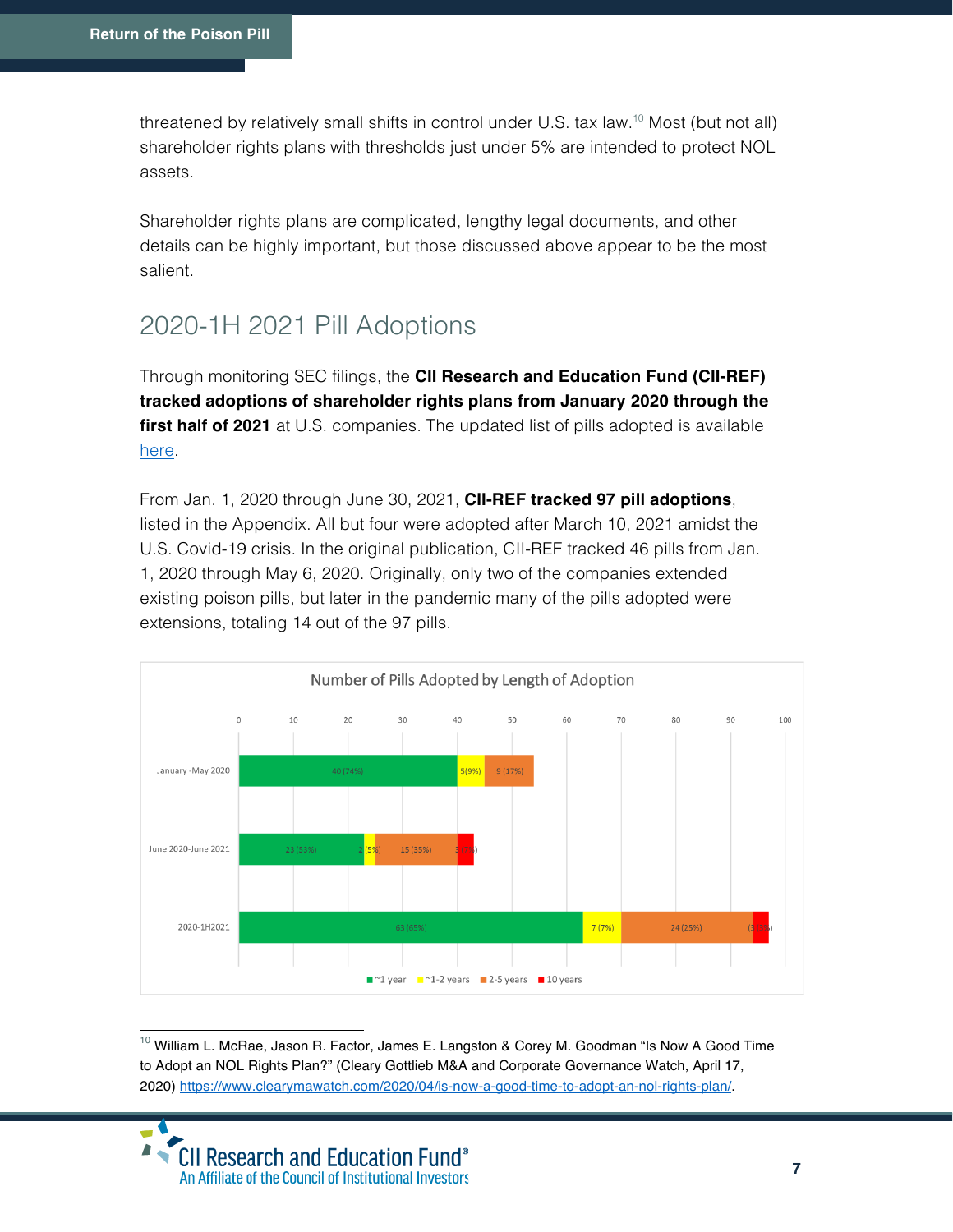threatened by relatively small shifts in control under U.S. tax law.[10] Most (but not all) shareholder rights plans with thresholds just under 5% are intended to protect NOL assets.

Shareholder rights plans are complicated, lengthy legal documents, and other details can be highly important, but those discussed above appear to be the most salient.

## 2020-1H 2021 Pill Adoptions

Through monitoring SEC filings, the **CII Research and Education Fund (CII-REF) tracked adoptions of shareholder rights plans from January 2020 through the first half of 2021** at U.S. companies. The updated list of pills adopted is available here.

From Jan. 1, 2020 through June 30, 2021, **CII-REF tracked 97 pill adoptions**, listed in the Appendix. All but four were adopted after March 10, 2021 amidst the U.S. Covid-19 crisis. In the original publication, CII-REF tracked 46 pills from Jan. 1, 2020 through May 6, 2020. Originally, only two of the companies extended existing poison pills, but later in the pandemic many of the pills adopted were extensions, totaling 14 out of the 97 pills.

**Number of Pills Adopted by Length of Adoption**

| Period | ~1 year | ~1-2 years | 2-5 years | 10 years |
|---|---|---|---|---|
| January -May 2020 | 40 (74%) | 5(9%) | 9 (17%) | |
| June 2020-June 2021 | 23 (53%) | 2 (5%) | 15 (35%) | 3 (7%) |
| 2020-1H2021 | 63 (65%) | 7 (7%) | 24 (25%) | 3 (3%) |

---

[10] William L. McRae, Jason R. Factor, James E. Langston & Corey M. Goodman "Is Now A Good Time to Adopt an NOL Rights Plan?" (Cleary Gottlieb M&A and Corporate Governance Watch, April 17, 2020) https://www.clearymawatch.com/2020/04/is-now-a-good-time-to-adopt-an-nol-rights-plan/.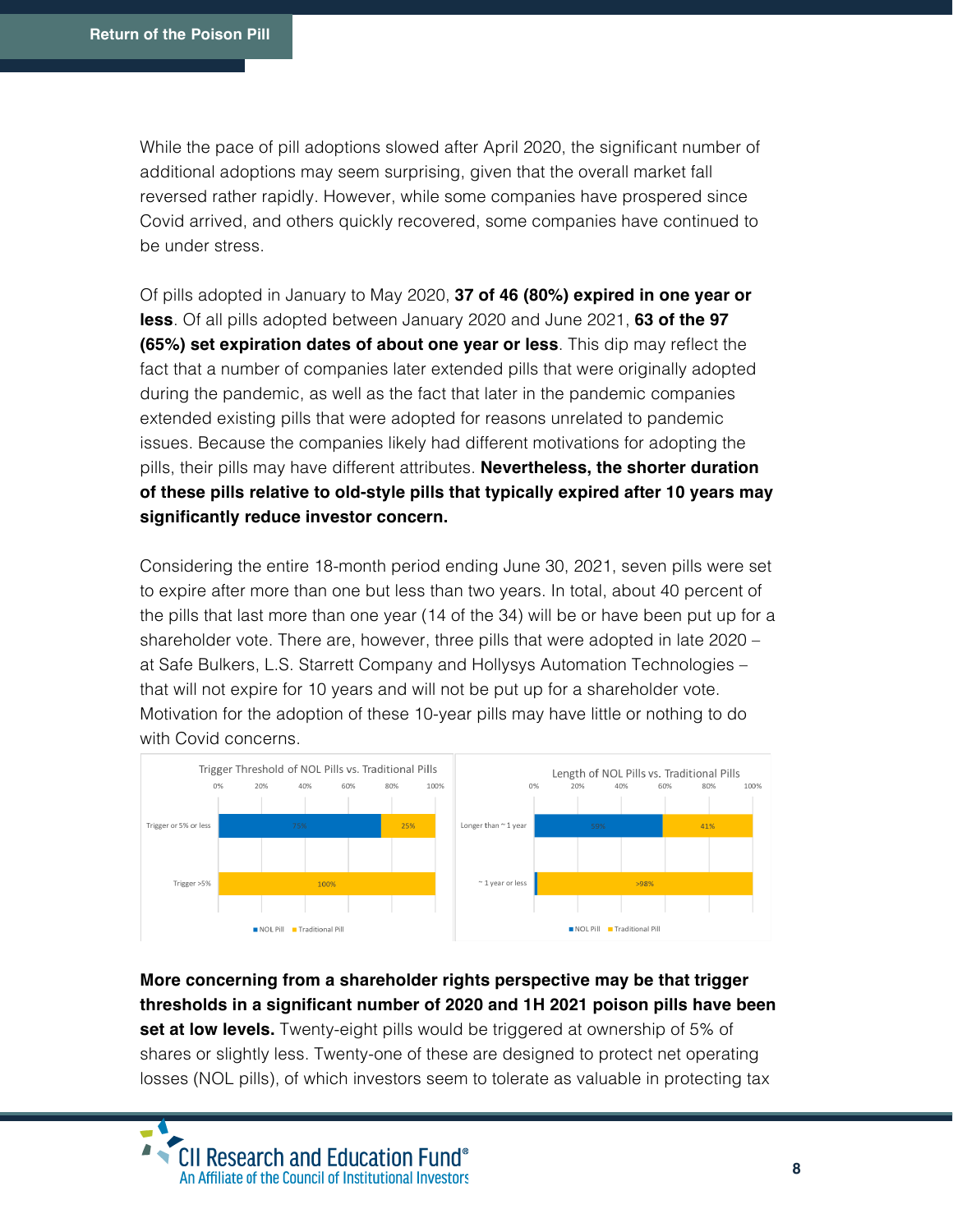While the pace of pill adoptions slowed after April 2020, the significant number of additional adoptions may seem surprising, given that the overall market fall reversed rather rapidly. However, while some companies have prospered since Covid arrived, and others quickly recovered, some companies have continued to be under stress.

Of pills adopted in January to May 2020, **37 of 46 (80%) expired in one year or less**. Of all pills adopted between January 2020 and June 2021, **63 of the 97 (65%) set expiration dates of about one year or less**. This dip may reflect the fact that a number of companies later extended pills that were originally adopted during the pandemic, as well as the fact that later in the pandemic companies extended existing pills that were adopted for reasons unrelated to pandemic issues. Because the companies likely had different motivations for adopting the pills, their pills may have different attributes. **Nevertheless, the shorter duration of these pills relative to old-style pills that typically expired after 10 years may significantly reduce investor concern.**

Considering the entire 18-month period ending June 30, 2021, seven pills were set to expire after more than one but less than two years. In total, about 40 percent of the pills that last more than one year (14 of the 34) will be or have been put up for a shareholder vote. There are, however, three pills that were adopted in late 2020 – at Safe Bulkers, L.S. Starrett Company and Hollysys Automation Technologies – that will not expire for 10 years and will not be put up for a shareholder vote. Motivation for the adoption of these 10-year pills may have little or nothing to do with Covid concerns.

**Trigger Threshold of NOL Pills vs. Traditional Pills**

| | NOL Pill | Traditional Pill |
|---|---|---|
| Trigger or 5% or less | 75% | 25% |
| Trigger >5% | | 100% |

**Length of NOL Pills vs. Traditional Pills**

| | NOL Pill | Traditional Pill |
|---|---|---|
| Longer than ~ 1 year | 59% | 41% |
| ~ 1 year or less | | >98% |

**More concerning from a shareholder rights perspective may be that trigger thresholds in a significant number of 2020 and 1H 2021 poison pills have been set at low levels.** Twenty-eight pills would be triggered at ownership of 5% of shares or slightly less. Twenty-one of these are designed to protect net operating losses (NOL pills), of which investors seem to tolerate as valuable in protecting tax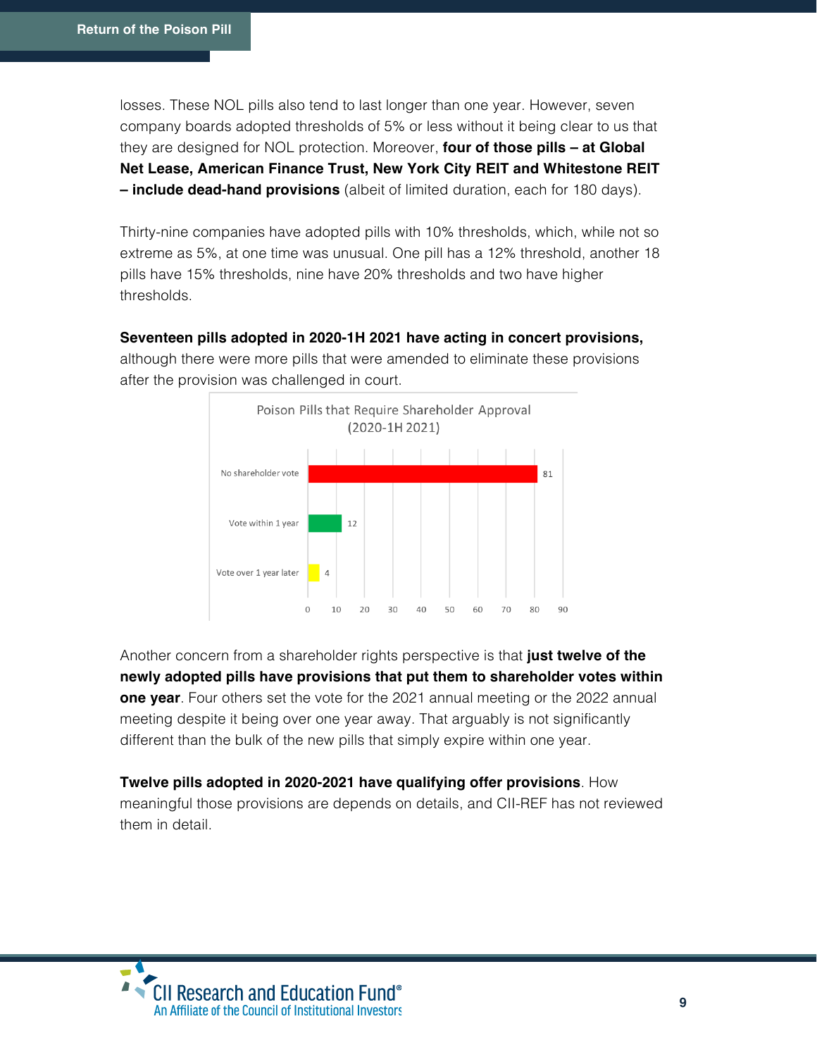losses. These NOL pills also tend to last longer than one year. However, seven company boards adopted thresholds of 5% or less without it being clear to us that they are designed for NOL protection. Moreover, **four of those pills – at Global Net Lease, American Finance Trust, New York City REIT and Whitestone REIT – include dead-hand provisions** (albeit of limited duration, each for 180 days).

Thirty-nine companies have adopted pills with 10% thresholds, which, while not so extreme as 5%, at one time was unusual. One pill has a 12% threshold, another 18 pills have 15% thresholds, nine have 20% thresholds and two have higher thresholds.

**Seventeen pills adopted in 2020-1H 2021 have acting in concert provisions,** although there were more pills that were amended to eliminate these provisions after the provision was challenged in court.

Poison Pills that Require Shareholder Approval (2020-1H 2021)

| | Number of pills |
| --- | --- |
| No shareholder vote | 81 |
| Vote within 1 year | 12 |
| Vote over 1 year later | 4 |

Another concern from a shareholder rights perspective is that **just twelve of the newly adopted pills have provisions that put them to shareholder votes within one year**. Four others set the vote for the 2021 annual meeting or the 2022 annual meeting despite it being over one year away. That arguably is not significantly different than the bulk of the new pills that simply expire within one year.

**Twelve pills adopted in 2020-2021 have qualifying offer provisions**. How meaningful those provisions are depends on details, and CII-REF has not reviewed them in detail.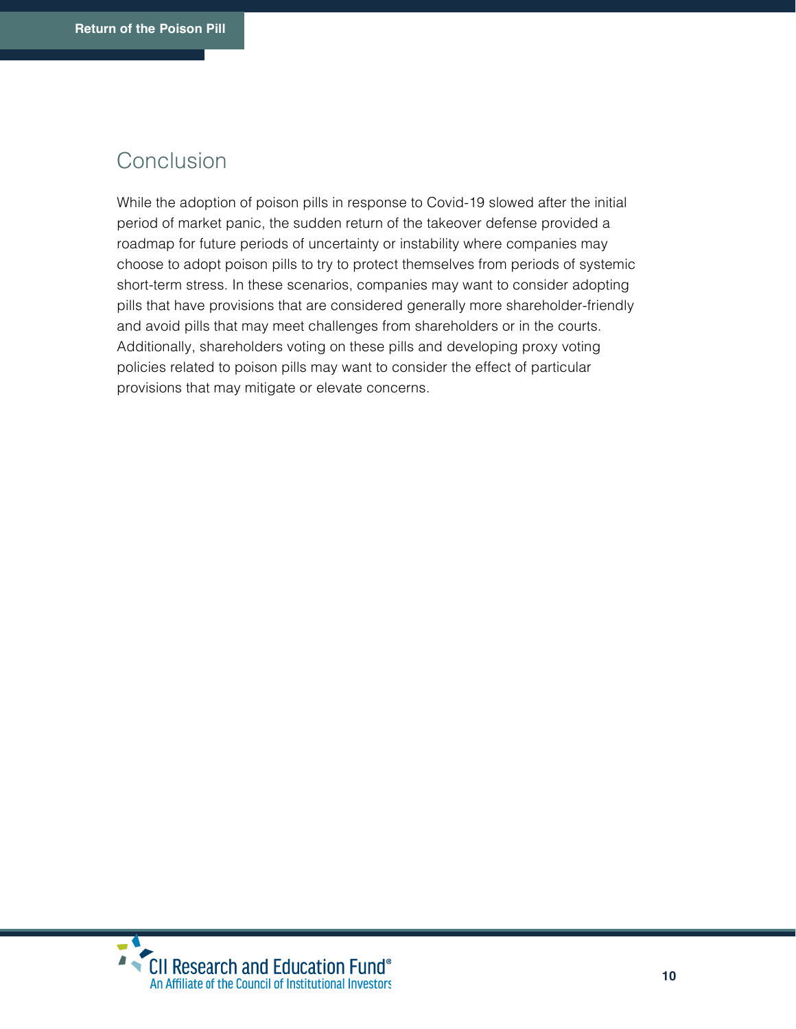## Conclusion

While the adoption of poison pills in response to Covid-19 slowed after the initial period of market panic, the sudden return of the takeover defense provided a roadmap for future periods of uncertainty or instability where companies may choose to adopt poison pills to try to protect themselves from periods of systemic short-term stress. In these scenarios, companies may want to consider adopting pills that have provisions that are considered generally more shareholder-friendly and avoid pills that may meet challenges from shareholders or in the courts. Additionally, shareholders voting on these pills and developing proxy voting policies related to poison pills may want to consider the effect of particular provisions that may mitigate or elevate concerns.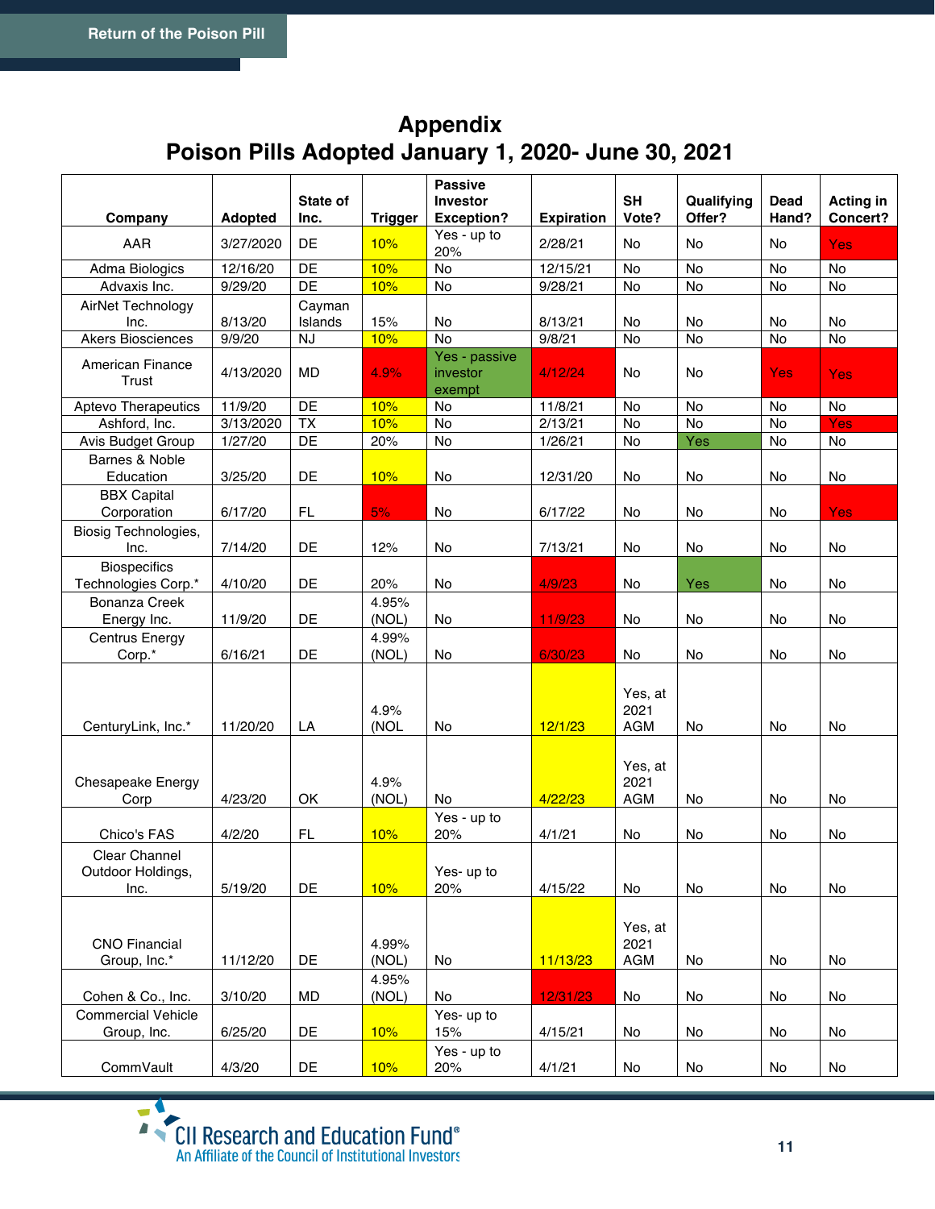# Appendix
## Poison Pills Adopted January 1, 2020- June 30, 2021

| Company | Adopted | State of Inc. | Trigger | Passive Investor Exception? | Expiration | SH Vote? | Qualifying Offer? | Dead Hand? | Acting in Concert? |
|---|---|---|---|---|---|---|---|---|---|
| AAR | 3/27/2020 | DE | 10% | Yes - up to 20% | 2/28/21 | No | No | No | Yes |
| Adma Biologics | 12/16/20 | DE | 10% | No | 12/15/21 | No | No | No | No |
| Advaxis Inc. | 9/29/20 | DE | 10% | No | 9/28/21 | No | No | No | No |
| AirNet Technology Inc. | 8/13/20 | Cayman Islands | 15% | No | 8/13/21 | No | No | No | No |
| Akers Biosciences | 9/9/20 | NJ | 10% | No | 9/8/21 | No | No | No | No |
| American Finance Trust | 4/13/2020 | MD | 4.9% | Yes - passive investor exempt | 4/12/24 | No | No | Yes | Yes |
| Aptevo Therapeutics | 11/9/20 | DE | 10% | No | 11/8/21 | No | No | No | No |
| Ashford, Inc. | 3/13/2020 | TX | 10% | No | 2/13/21 | No | No | No | Yes |
| Avis Budget Group | 1/27/20 | DE | 20% | No | 1/26/21 | No | Yes | No | No |
| Barnes & Noble Education | 3/25/20 | DE | 10% | No | 12/31/20 | No | No | No | No |
| BBX Capital Corporation | 6/17/20 | FL | 5% | No | 6/17/22 | No | No | No | Yes |
| Biosig Technologies, Inc. | 7/14/20 | DE | 12% | No | 7/13/21 | No | No | No | No |
| Biospecifics Technologies Corp.* | 4/10/20 | DE | 20% | No | 4/9/23 | No | Yes | No | No |
| Bonanza Creek Energy Inc. | 11/9/20 | DE | 4.95% (NOL) | No | 11/9/23 | No | No | No | No |
| Centrus Energy Corp.* | 6/16/21 | DE | 4.99% (NOL) | No | 6/30/23 | No | No | No | No |
| CenturyLink, Inc.* | 11/20/20 | LA | 4.9% (NOL | No | 12/1/23 | Yes, at 2021 AGM | No | No | No |
| Chesapeake Energy Corp | 4/23/20 | OK | 4.9% (NOL) | No | 4/22/23 | Yes, at 2021 AGM | No | No | No |
| Chico's FAS | 4/2/20 | FL | 10% | Yes - up to 20% | 4/1/21 | No | No | No | No |
| Clear Channel Outdoor Holdings, Inc. | 5/19/20 | DE | 10% | Yes- up to 20% | 4/15/22 | No | No | No | No |
| CNO Financial Group, Inc.* | 11/12/20 | DE | 4.99% (NOL) | No | 11/13/23 | Yes, at 2021 AGM | No | No | No |
| Cohen & Co., Inc. | 3/10/20 | MD | 4.95% (NOL) | No | 12/31/23 | No | No | No | No |
| Commercial Vehicle Group, Inc. | 6/25/20 | DE | 10% | Yes- up to 15% | 4/15/21 | No | No | No | No |
| CommVault | 4/3/20 | DE | 10% | Yes - up to 20% | 4/1/21 | No | No | No | No |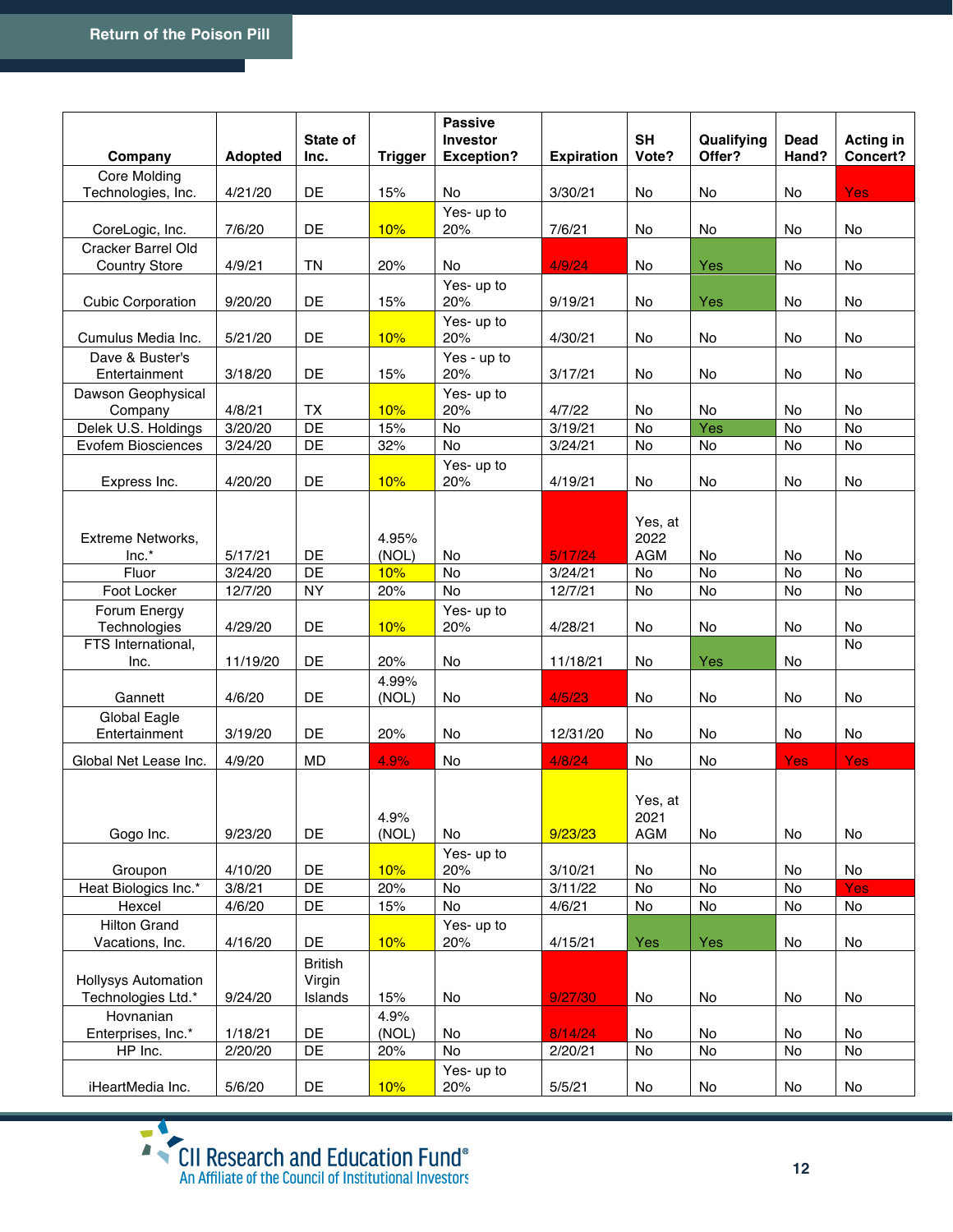| Company | Adopted | State of Inc. | Trigger | Passive Investor Exception? | Expiration | SH Vote? | Qualifying Offer? | Dead Hand? | Acting in Concert? |
|---|---|---|---|---|---|---|---|---|---|
| Core Molding Technologies, Inc. | 4/21/20 | DE | 15% | No | 3/30/21 | No | No | No | Yes |
| CoreLogic, Inc. | 7/6/20 | DE | 10% | Yes- up to 20% | 7/6/21 | No | No | No | No |
| Cracker Barrel Old Country Store | 4/9/21 | TN | 20% | No | 4/9/24 | No | Yes | No | No |
| Cubic Corporation | 9/20/20 | DE | 15% | Yes- up to 20% | 9/19/21 | No | Yes | No | No |
| Cumulus Media Inc. | 5/21/20 | DE | 10% | Yes- up to 20% | 4/30/21 | No | No | No | No |
| Dave & Buster's Entertainment | 3/18/20 | DE | 15% | Yes - up to 20% | 3/17/21 | No | No | No | No |
| Dawson Geophysical Company | 4/8/21 | TX | 10% | Yes- up to 20% | 4/7/22 | No | No | No | No |
| Delek U.S. Holdings | 3/20/20 | DE | 15% | No | 3/19/21 | No | Yes | No | No |
| Evofem Biosciences | 3/24/20 | DE | 32% | No | 3/24/21 | No | No | No | No |
| Express Inc. | 4/20/20 | DE | 10% | Yes- up to 20% | 4/19/21 | No | No | No | No |
| Extreme Networks, Inc.* | 5/17/21 | DE | 4.95% (NOL) | No | 5/17/24 | Yes, at 2022 AGM | No | No | No |
| Fluor | 3/24/20 | DE | 10% | No | 3/24/21 | No | No | No | No |
| Foot Locker | 12/7/20 | NY | 20% | No | 12/7/21 | No | No | No | No |
| Forum Energy Technologies | 4/29/20 | DE | 10% | Yes- up to 20% | 4/28/21 | No | No | No | No |
| FTS International, Inc. | 11/19/20 | DE | 20% | No | 11/18/21 | No | Yes | No | No |
| Gannett | 4/6/20 | DE | 4.99% (NOL) | No | 4/5/23 | No | No | No | No |
| Global Eagle Entertainment | 3/19/20 | DE | 20% | No | 12/31/20 | No | No | No | No |
| Global Net Lease Inc. | 4/9/20 | MD | 4.9% | No | 4/8/24 | No | No | Yes | Yes |
| Gogo Inc. | 9/23/20 | DE | 4.9% (NOL) | No | 9/23/23 | Yes, at 2021 AGM | No | No | No |
| Groupon | 4/10/20 | DE | 10% | Yes- up to 20% | 3/10/21 | No | No | No | No |
| Heat Biologics Inc.* | 3/8/21 | DE | 20% | No | 3/11/22 | No | No | No | Yes |
| Hexcel | 4/6/20 | DE | 15% | No | 4/6/21 | No | No | No | No |
| Hilton Grand Vacations, Inc. | 4/16/20 | DE | 10% | Yes- up to 20% | 4/15/21 | Yes | Yes | No | No |
| Hollysys Automation Technologies Ltd.* | 9/24/20 | British Virgin Islands | 15% | No | 9/27/30 | No | No | No | No |
| Hovnanian Enterprises, Inc.* | 1/18/21 | DE | 4.9% (NOL) | No | 8/14/24 | No | No | No | No |
| HP Inc. | 2/20/20 | DE | 20% | No | 2/20/21 | No | No | No | No |
| iHeartMedia Inc. | 5/6/20 | DE | 10% | Yes- up to 20% | 5/5/21 | No | No | No | No |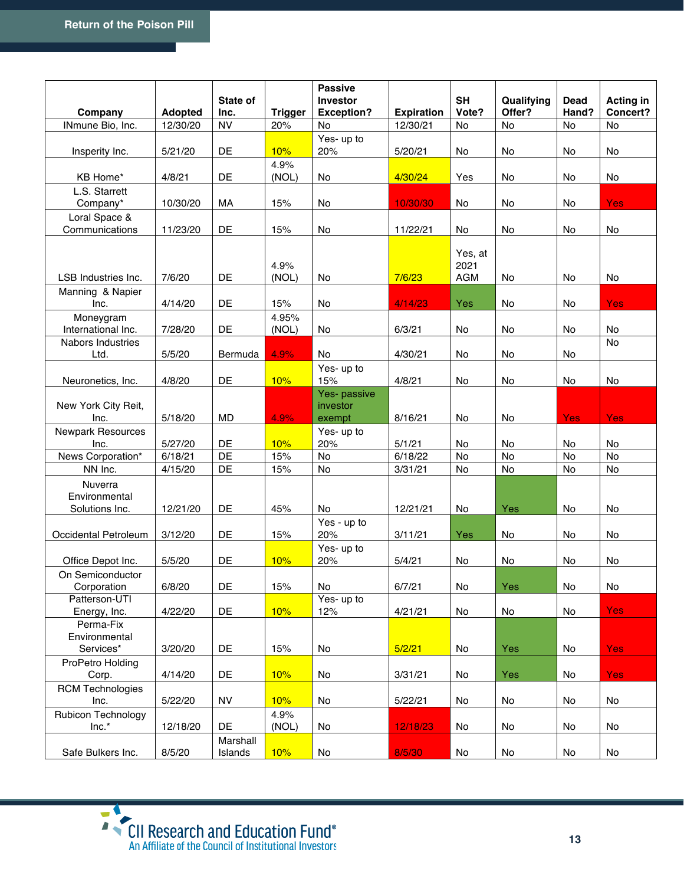| Company | Adopted | State of Inc. | Trigger | Passive Investor Exception? | Expiration | SH Vote? | Qualifying Offer? | Dead Hand? | Acting in Concert? |
|---|---|---|---|---|---|---|---|---|---|
| INmune Bio, Inc. | 12/30/20 | NV | 20% | No | 12/30/21 | No | No | No | No |
| Insperity Inc. | 5/21/20 | DE | 10% | Yes- up to 20% | 5/20/21 | No | No | No | No |
| KB Home* | 4/8/21 | DE | 4.9% (NOL) | No | 4/30/24 | Yes | No | No | No |
| L.S. Starrett Company* | 10/30/20 | MA | 15% | No | 10/30/30 | No | No | No | Yes |
| Loral Space & Communications | 11/23/20 | DE | 15% | No | 11/22/21 | No | No | No | No |
| LSB Industries Inc. | 7/6/20 | DE | 4.9% (NOL) | No | 7/6/23 | Yes, at 2021 AGM | No | No | No |
| Manning & Napier Inc. | 4/14/20 | DE | 15% | No | 4/14/23 | Yes | No | No | Yes |
| Moneygram International Inc. | 7/28/20 | DE | 4.95% (NOL) | No | 6/3/21 | No | No | No | No |
| Nabors Industries Ltd. | 5/5/20 | Bermuda | 4.9% | No | 4/30/21 | No | No | No | No |
| Neuronetics, Inc. | 4/8/20 | DE | 10% | Yes- up to 15% | 4/8/21 | No | No | No | No |
| New York City Reit, Inc. | 5/18/20 | MD | 4.9% | Yes- passive investor exempt | 8/16/21 | No | No | Yes | Yes |
| Newpark Resources Inc. | 5/27/20 | DE | 10% | Yes- up to 20% | 5/1/21 | No | No | No | No |
| News Corporation* | 6/18/21 | DE | 15% | No | 6/18/22 | No | No | No | No |
| NN Inc. | 4/15/20 | DE | 15% | No | 3/31/21 | No | No | No | No |
| Nuverra Environmental Solutions Inc. | 12/21/20 | DE | 45% | No | 12/21/21 | No | Yes | No | No |
| Occidental Petroleum | 3/12/20 | DE | 15% | Yes - up to 20% | 3/11/21 | Yes | No | No | No |
| Office Depot Inc. | 5/5/20 | DE | 10% | Yes- up to 20% | 5/4/21 | No | No | No | No |
| On Semiconductor Corporation | 6/8/20 | DE | 15% | No | 6/7/21 | No | Yes | No | No |
| Patterson-UTI Energy, Inc. | 4/22/20 | DE | 10% | Yes- up to 12% | 4/21/21 | No | No | No | Yes |
| Perma-Fix Environmental Services* | 3/20/20 | DE | 15% | No | 5/2/21 | No | Yes | No | Yes |
| ProPetro Holding Corp. | 4/14/20 | DE | 10% | No | 3/31/21 | No | Yes | No | Yes |
| RCM Technologies Inc. | 5/22/20 | NV | 10% | No | 5/22/21 | No | No | No | No |
| Rubicon Technology Inc.* | 12/18/20 | DE | 4.9% (NOL) | No | 12/18/23 | No | No | No | No |
| Safe Bulkers Inc. | 8/5/20 | Marshall Islands | 10% | No | 8/5/30 | No | No | No | No |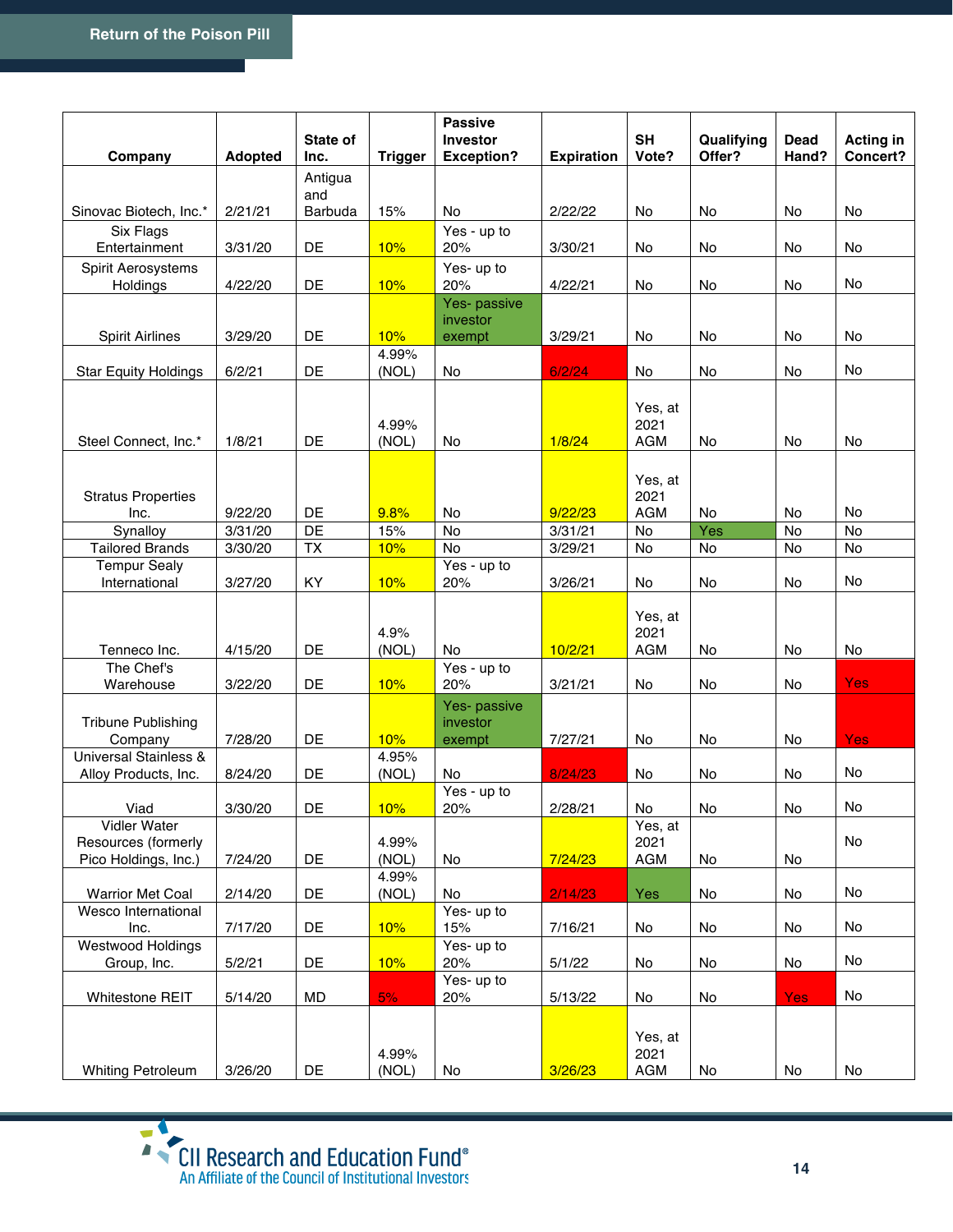| Company | Adopted | State of Inc. | Trigger | Passive Investor Exception? | Expiration | SH Vote? | Qualifying Offer? | Dead Hand? | Acting in Concert? |
|---|---|---|---|---|---|---|---|---|---|
| Sinovac Biotech, Inc.* | 2/21/21 | Antigua and Barbuda | 15% | No | 2/22/22 | No | No | No | No |
| Six Flags Entertainment | 3/31/20 | DE | 10% | Yes - up to 20% | 3/30/21 | No | No | No | No |
| Spirit Aerosystems Holdings | 4/22/20 | DE | 10% | Yes- up to 20% | 4/22/21 | No | No | No | No |
| Spirit Airlines | 3/29/20 | DE | 10% | Yes- passive investor exempt | 3/29/21 | No | No | No | No |
| Star Equity Holdings | 6/2/21 | DE | 4.99% (NOL) | No | 6/2/24 | No | No | No | No |
| Steel Connect, Inc.* | 1/8/21 | DE | 4.99% (NOL) | No | 1/8/24 | Yes, at 2021 AGM | No | No | No |
| Stratus Properties Inc. | 9/22/20 | DE | 9.8% | No | 9/22/23 | Yes, at 2021 AGM | No | No | No |
| Synalloy | 3/31/20 | DE | 15% | No | 3/31/21 | No | Yes | No | No |
| Tailored Brands | 3/30/20 | TX | 10% | No | 3/29/21 | No | No | No | No |
| Tempur Sealy International | 3/27/20 | KY | 10% | Yes - up to 20% | 3/26/21 | No | No | No | No |
| Tenneco Inc. | 4/15/20 | DE | 4.9% (NOL) | No | 10/2/21 | Yes, at 2021 AGM | No | No | No |
| The Chef's Warehouse | 3/22/20 | DE | 10% | Yes - up to 20% | 3/21/21 | No | No | No | Yes |
| Tribune Publishing Company | 7/28/20 | DE | 10% | Yes- passive investor exempt | 7/27/21 | No | No | No | Yes |
| Universal Stainless & Alloy Products, Inc. | 8/24/20 | DE | 4.95% (NOL) | No | 8/24/23 | No | No | No | No |
| Viad | 3/30/20 | DE | 10% | Yes - up to 20% | 2/28/21 | No | No | No | No |
| Vidler Water Resources (formerly Pico Holdings, Inc.) | 7/24/20 | DE | 4.99% (NOL) | No | 7/24/23 | Yes, at 2021 AGM | No | No | No |
| Warrior Met Coal | 2/14/20 | DE | 4.99% (NOL) | No | 2/14/23 | Yes | No | No | No |
| Wesco International Inc. | 7/17/20 | DE | 10% | Yes- up to 15% | 7/16/21 | No | No | No | No |
| Westwood Holdings Group, Inc. | 5/2/21 | DE | 10% | Yes- up to 20% | 5/1/22 | No | No | No | No |
| Whitestone REIT | 5/14/20 | MD | 5% | Yes- up to 20% | 5/13/22 | No | No | Yes | No |
| Whiting Petroleum | 3/26/20 | DE | 4.99% (NOL) | No | 3/26/23 | Yes, at 2021 AGM | No | No | No |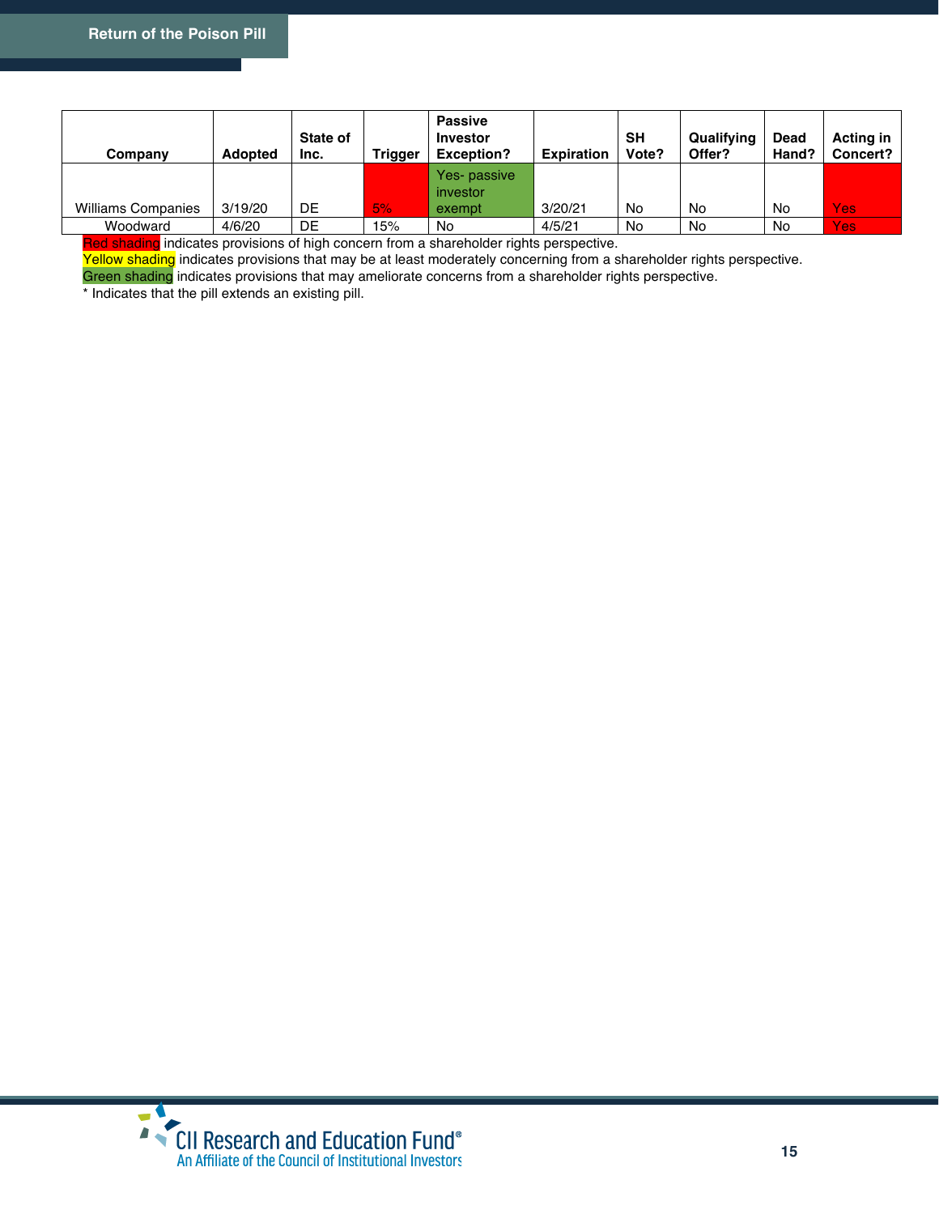| Company | Adopted | State of Inc. | Trigger | Passive Investor Exception? | Expiration | SH Vote? | Qualifying Offer? | Dead Hand? | Acting in Concert? |
|---|---|---|---|---|---|---|---|---|---|
| Williams Companies | 3/19/20 | DE | 5% | Yes- passive investor exempt | 3/20/21 | No | No | No | Yes |
| Woodward | 4/6/20 | DE | 15% | No | 4/5/21 | No | No | No | Yes |

Red shading indicates provisions of high concern from a shareholder rights perspective.
Yellow shading indicates provisions that may be at least moderately concerning from a shareholder rights perspective.
Green shading indicates provisions that may ameliorate concerns from a shareholder rights perspective.
* Indicates that the pill extends an existing pill.